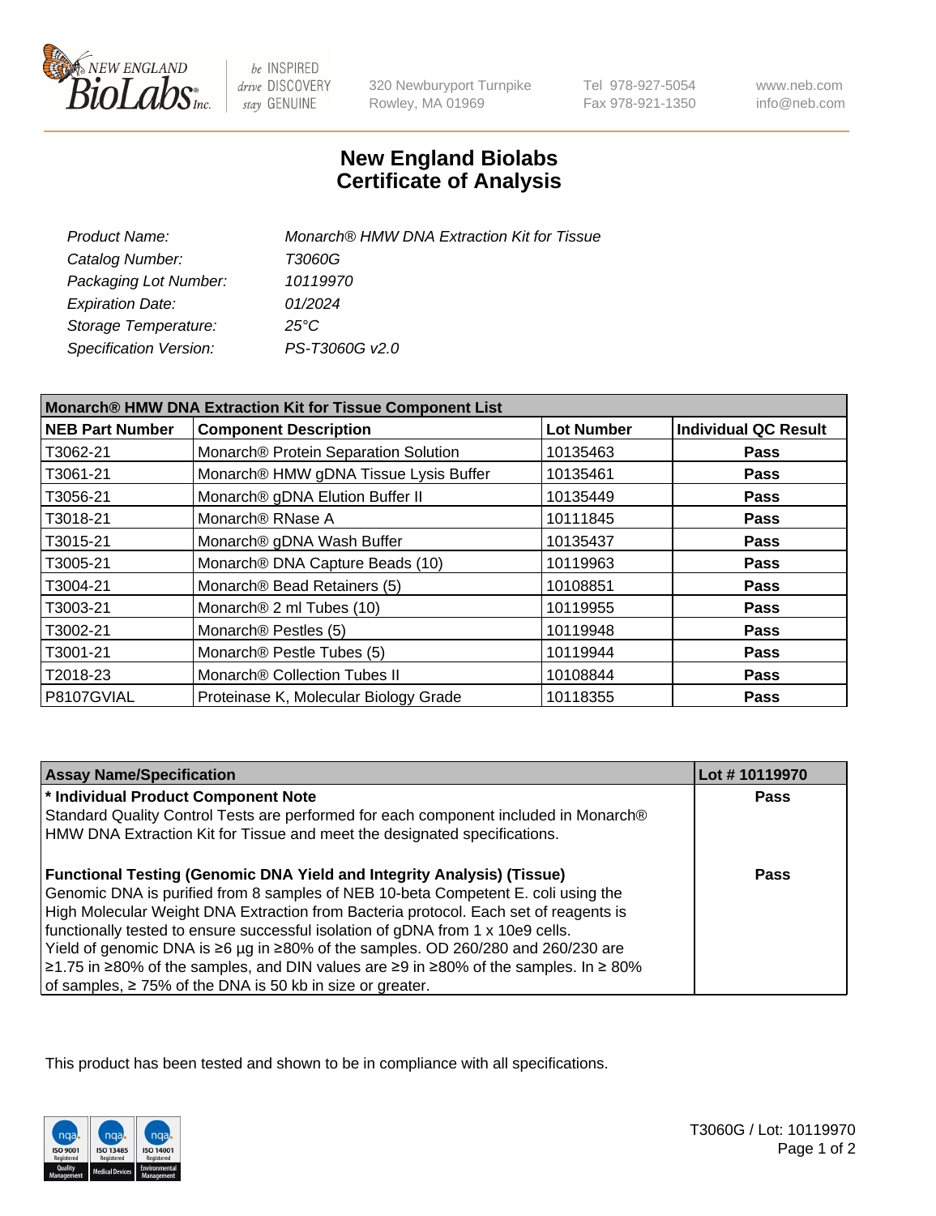# New England Biolabs Certificate of Analysis

| | |
|---|---|
| *Product Name:* | *Monarch® HMW DNA Extraction Kit for Tissue* |
| *Catalog Number:* | *T3060G* |
| *Packaging Lot Number:* | *10119970* |
| *Expiration Date:* | *01/2024* |
| *Storage Temperature:* | *25°C* |
| *Specification Version:* | *PS-T3060G v2.0* |

| Monarch® HMW DNA Extraction Kit for Tissue Component List | | | |
|---|---|---|---|
| **NEB Part Number** | **Component Description** | **Lot Number** | **Individual QC Result** |
| T3062-21 | Monarch® Protein Separation Solution | 10135463 | **Pass** |
| T3061-21 | Monarch® HMW gDNA Tissue Lysis Buffer | 10135461 | **Pass** |
| T3056-21 | Monarch® gDNA Elution Buffer II | 10135449 | **Pass** |
| T3018-21 | Monarch® RNase A | 10111845 | **Pass** |
| T3015-21 | Monarch® gDNA Wash Buffer | 10135437 | **Pass** |
| T3005-21 | Monarch® DNA Capture Beads (10) | 10119963 | **Pass** |
| T3004-21 | Monarch® Bead Retainers (5) | 10108851 | **Pass** |
| T3003-21 | Monarch® 2 ml Tubes (10) | 10119955 | **Pass** |
| T3002-21 | Monarch® Pestles (5) | 10119948 | **Pass** |
| T3001-21 | Monarch® Pestle Tubes (5) | 10119944 | **Pass** |
| T2018-23 | Monarch® Collection Tubes II | 10108844 | **Pass** |
| P8107GVIAL | Proteinase K, Molecular Biology Grade | 10118355 | **Pass** |

| Assay Name/Specification | Lot # 10119970 |
|---|---|
| **\* Individual Product Component Note**<br>Standard Quality Control Tests are performed for each component included in Monarch® HMW DNA Extraction Kit for Tissue and meet the designated specifications. | **Pass** |
| **Functional Testing (Genomic DNA Yield and Integrity Analysis) (Tissue)**<br>Genomic DNA is purified from 8 samples of NEB 10-beta Competent E. coli using the High Molecular Weight DNA Extraction from Bacteria protocol. Each set of reagents is functionally tested to ensure successful isolation of gDNA from 1 x 10e9 cells. Yield of genomic DNA is ≥6 µg in ≥80% of the samples. OD 260/280 and 260/230 are ≥1.75 in ≥80% of the samples, and DIN values are ≥9 in ≥80% of the samples. In ≥ 80% of samples, ≥ 75% of the DNA is 50 kb in size or greater. | **Pass** |

This product has been tested and shown to be in compliance with all specifications.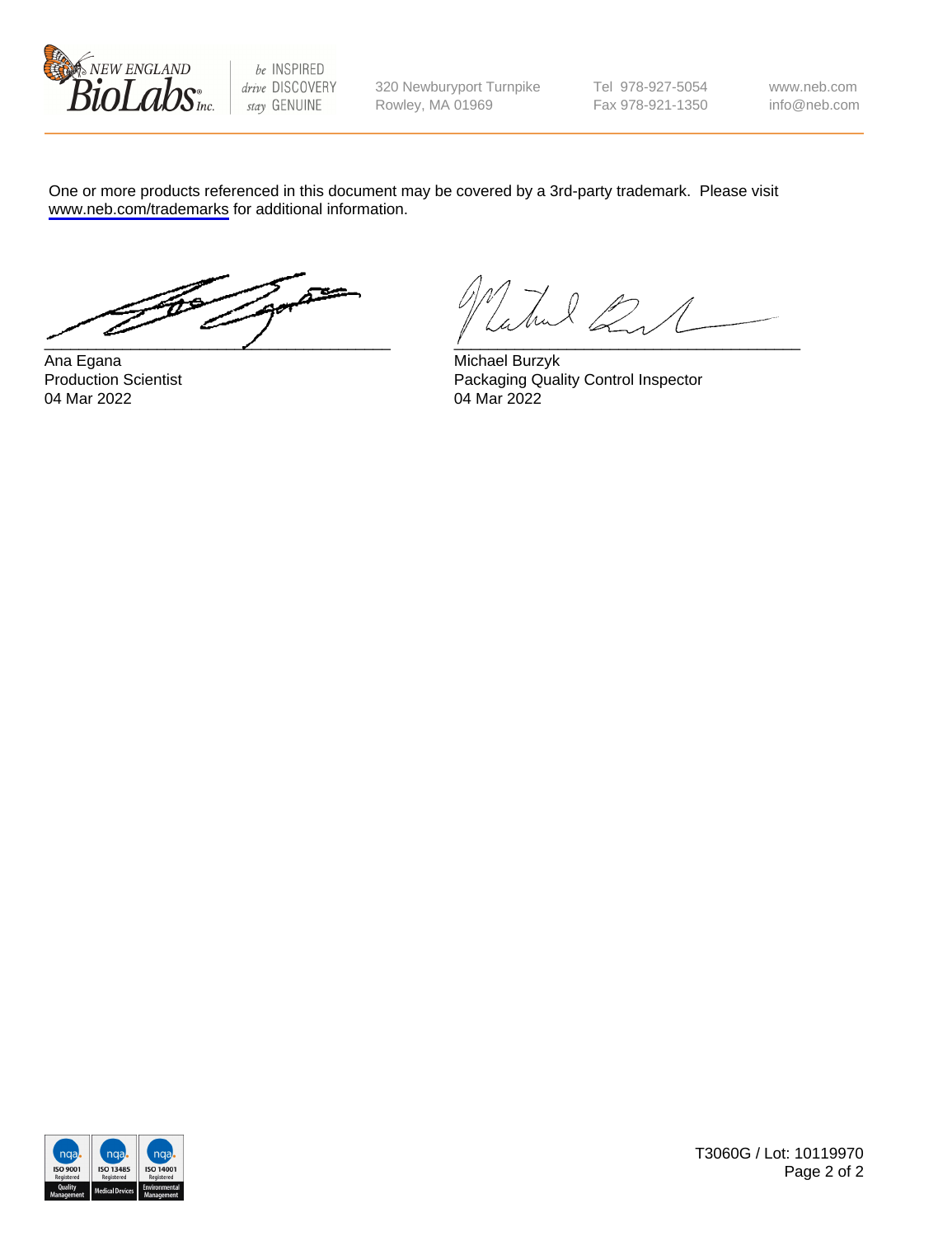One or more products referenced in this document may be covered by a 3rd-party trademark. Please visit www.neb.com/trademarks for additional information.

Ana Egana
Production Scientist
04 Mar 2022

Michael Burzyk
Packaging Quality Control Inspector
04 Mar 2022

T3060G / Lot: 10119970